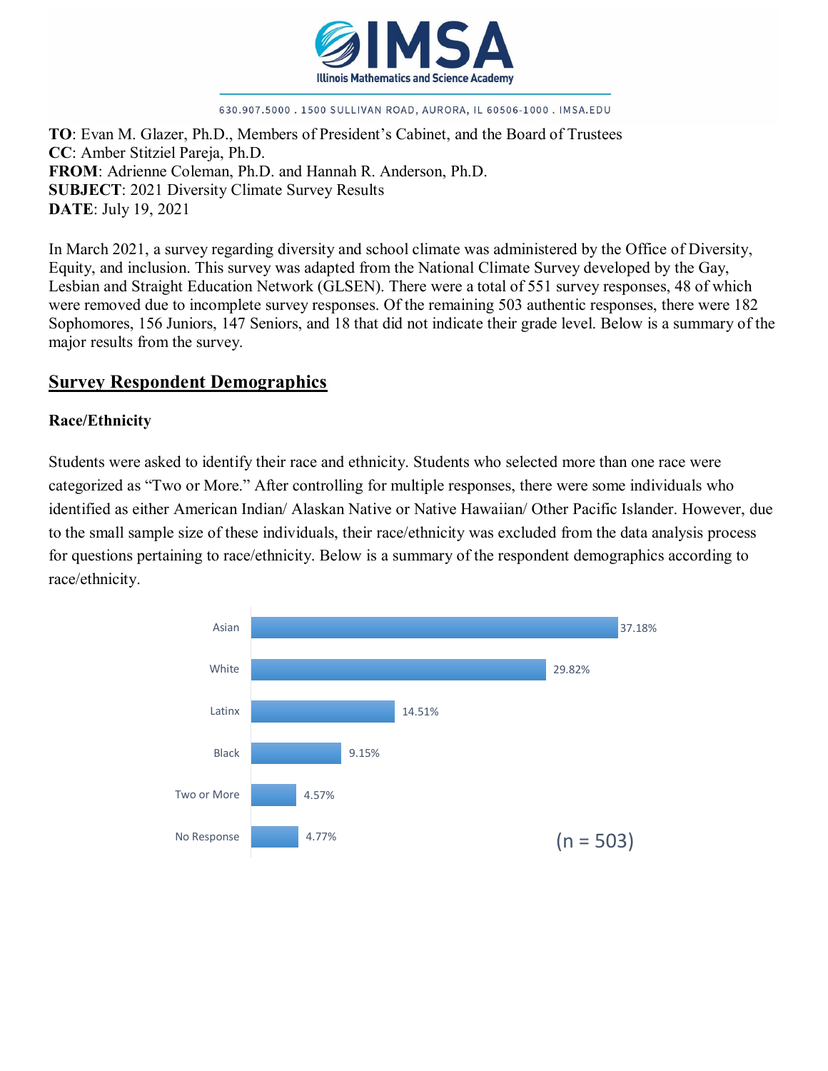IMSA

Illinois Mathematics and Science Academy

630.907.5000 . 1500 SULLIVAN ROAD, AURORA, IL 60506-1000 . IMSA.EDU

**TO**: Evan M. Glazer, Ph.D., Members of President's Cabinet, and the Board of Trustees
**CC**: Amber Stitziel Pareja, Ph.D.
**FROM**: Adrienne Coleman, Ph.D. and Hannah R. Anderson, Ph.D.
**SUBJECT**: 2021 Diversity Climate Survey Results
**DATE**: July 19, 2021

In March 2021, a survey regarding diversity and school climate was administered by the Office of Diversity, Equity, and inclusion. This survey was adapted from the National Climate Survey developed by the Gay, Lesbian and Straight Education Network (GLSEN). There were a total of 551 survey responses, 48 of which were removed due to incomplete survey responses. Of the remaining 503 authentic responses, there were 182 Sophomores, 156 Juniors, 147 Seniors, and 18 that did not indicate their grade level. Below is a summary of the major results from the survey.

## Survey Respondent Demographics

### Race/Ethnicity

Students were asked to identify their race and ethnicity. Students who selected more than one race were categorized as "Two or More." After controlling for multiple responses, there were some individuals who identified as either American Indian/ Alaskan Native or Native Hawaiian/ Other Pacific Islander. However, due to the small sample size of these individuals, their race/ethnicity was excluded from the data analysis process for questions pertaining to race/ethnicity. Below is a summary of the respondent demographics according to race/ethnicity.

| Race/Ethnicity | Percentage |
| --- | --- |
| Asian | 37.18% |
| White | 29.82% |
| Latinx | 14.51% |
| Black | 9.15% |
| Two or More | 4.57% |
| No Response | 4.77% |

(n = 503)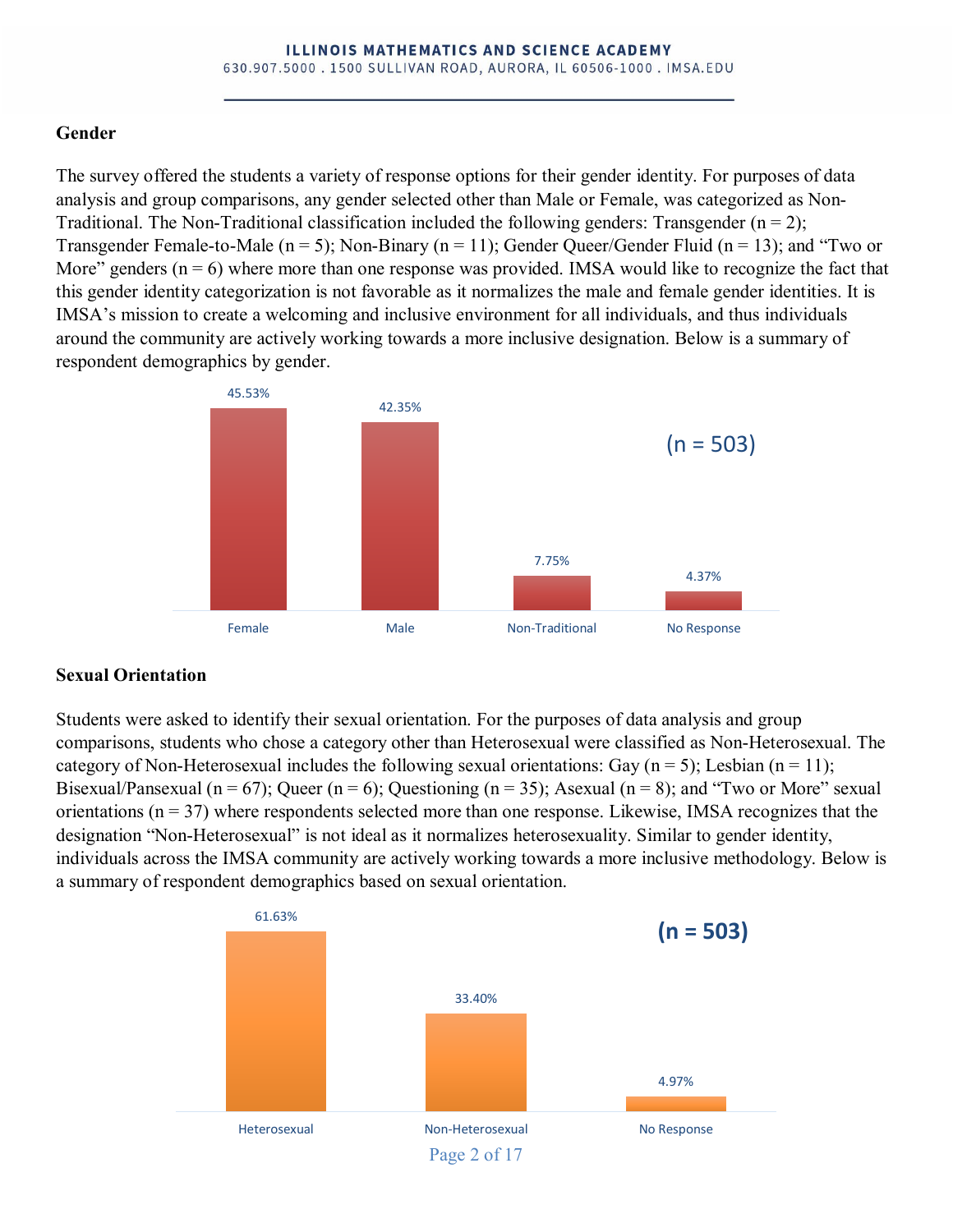## Gender

The survey offered the students a variety of response options for their gender identity. For purposes of data analysis and group comparisons, any gender selected other than Male or Female, was categorized as Non-Traditional. The Non-Traditional classification included the following genders: Transgender (n = 2); Transgender Female-to-Male (n = 5); Non-Binary (n = 11); Gender Queer/Gender Fluid (n = 13); and "Two or More" genders (n = 6) where more than one response was provided. IMSA would like to recognize the fact that this gender identity categorization is not favorable as it normalizes the male and female gender identities. It is IMSA's mission to create a welcoming and inclusive environment for all individuals, and thus individuals around the community are actively working towards a more inclusive designation. Below is a summary of respondent demographics by gender.

(n = 503)

| Female | Male | Non-Traditional | No Response |
|---|---|---|---|
| 45.53% | 42.35% | 7.75% | 4.37% |

## Sexual Orientation

Students were asked to identify their sexual orientation. For the purposes of data analysis and group comparisons, students who chose a category other than Heterosexual were classified as Non-Heterosexual. The category of Non-Heterosexual includes the following sexual orientations: Gay (n = 5); Lesbian (n = 11); Bisexual/Pansexual (n = 67); Queer (n = 6); Questioning (n = 35); Asexual (n = 8); and "Two or More" sexual orientations (n = 37) where respondents selected more than one response. Likewise, IMSA recognizes that the designation "Non-Heterosexual" is not ideal as it normalizes heterosexuality. Similar to gender identity, individuals across the IMSA community are actively working towards a more inclusive methodology. Below is a summary of respondent demographics based on sexual orientation.

**(n = 503)**

| Heterosexual | Non-Heterosexual | No Response |
|---|---|---|
| 61.63% | 33.40% | 4.97% |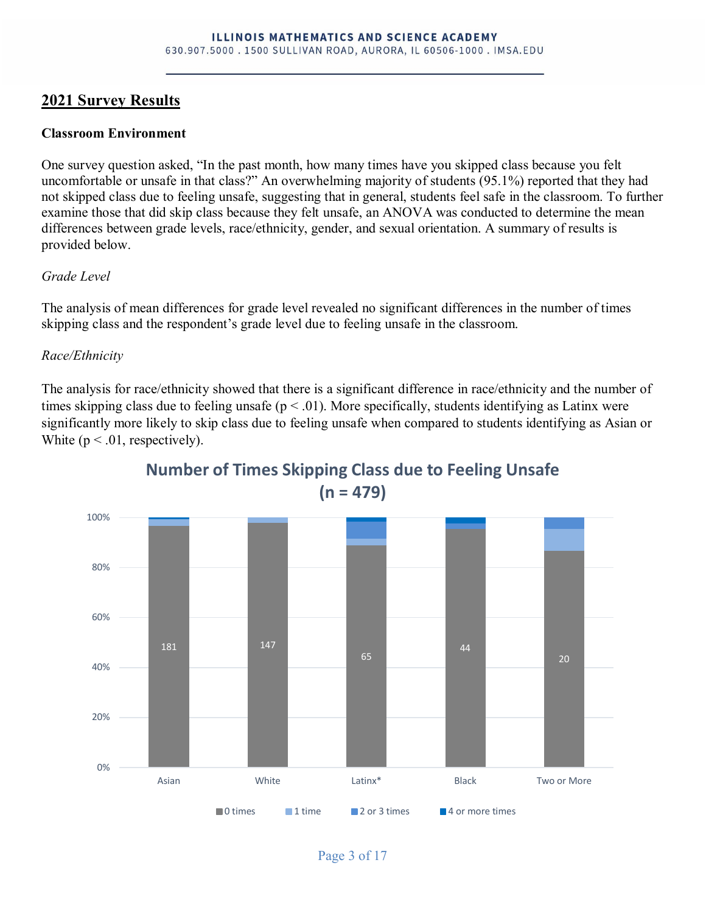## 2021 Survey Results

### Classroom Environment

One survey question asked, "In the past month, how many times have you skipped class because you felt uncomfortable or unsafe in that class?" An overwhelming majority of students (95.1%) reported that they had not skipped class due to feeling unsafe, suggesting that in general, students feel safe in the classroom. To further examine those that did skip class because they felt unsafe, an ANOVA was conducted to determine the mean differences between grade levels, race/ethnicity, gender, and sexual orientation. A summary of results is provided below.

*Grade Level*

The analysis of mean differences for grade level revealed no significant differences in the number of times skipping class and the respondent's grade level due to feeling unsafe in the classroom.

*Race/Ethnicity*

The analysis for race/ethnicity showed that there is a significant difference in race/ethnicity and the number of times skipping class due to feeling unsafe ($p < .01$). More specifically, students identifying as Latinx were significantly more likely to skip class due to feeling unsafe when compared to students identifying as Asian or White ($p < .01$, respectively).

**Number of Times Skipping Class due to Feeling Unsafe (n = 479)**

| | Asian | White | Latinx* | Black | Two or More |
|---|---|---|---|---|---|
| 0 times | 181 | 147 | 65 | 44 | 20 |

Legend: 0 times, 1 time, 2 or 3 times, 4 or more times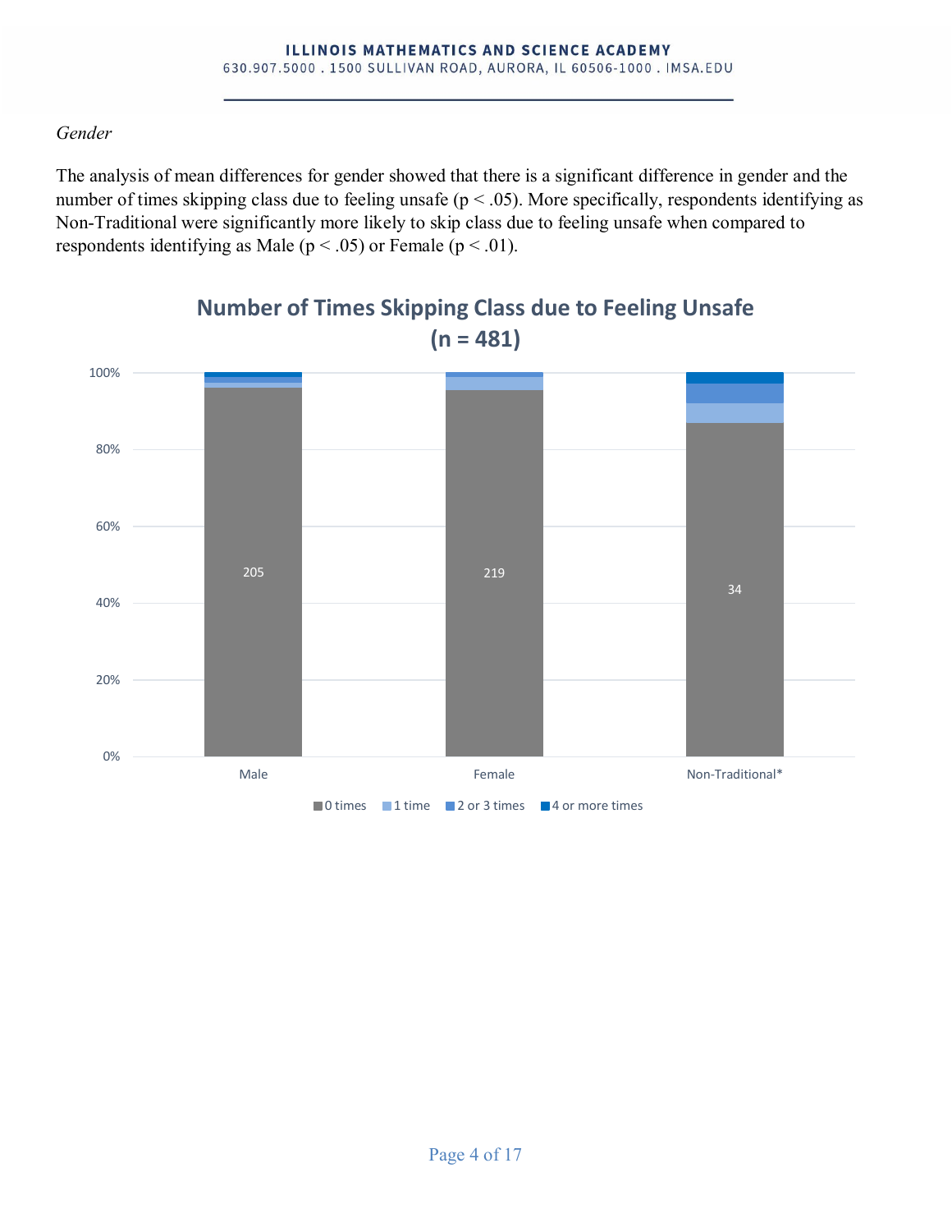*Gender*

The analysis of mean differences for gender showed that there is a significant difference in gender and the number of times skipping class due to feeling unsafe ($p < .05$). More specifically, respondents identifying as Non-Traditional were significantly more likely to skip class due to feeling unsafe when compared to respondents identifying as Male ($p < .05$) or Female ($p < .01$).

**Number of Times Skipping Class due to Feeling Unsafe (n = 481)**

| | 0 times |
|---|---|
| Male | 205 |
| Female | 219 |
| Non-Traditional* | 34 |

Legend: 0 times, 1 time, 2 or 3 times, 4 or more times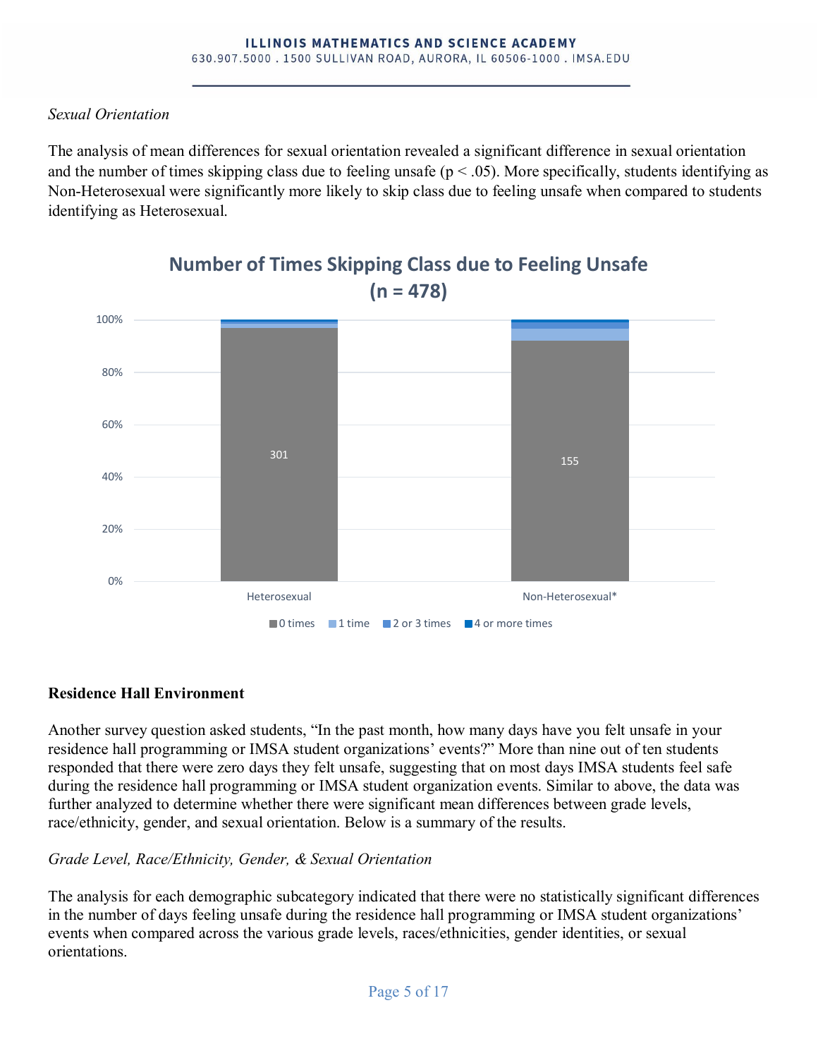*Sexual Orientation*

The analysis of mean differences for sexual orientation revealed a significant difference in sexual orientation and the number of times skipping class due to feeling unsafe ($p < .05$). More specifically, students identifying as Non-Heterosexual were significantly more likely to skip class due to feeling unsafe when compared to students identifying as Heterosexual.

**Number of Times Skipping Class due to Feeling Unsafe (n = 478)**

| | 0 times |
|---|---|
| Heterosexual | 301 |
| Non-Heterosexual* | 155 |

Legend: 0 times, 1 time, 2 or 3 times, 4 or more times

## Residence Hall Environment

Another survey question asked students, "In the past month, how many days have you felt unsafe in your residence hall programming or IMSA student organizations' events?" More than nine out of ten students responded that there were zero days they felt unsafe, suggesting that on most days IMSA students feel safe during the residence hall programming or IMSA student organization events. Similar to above, the data was further analyzed to determine whether there were significant mean differences between grade levels, race/ethnicity, gender, and sexual orientation. Below is a summary of the results.

*Grade Level, Race/Ethnicity, Gender, & Sexual Orientation*

The analysis for each demographic subcategory indicated that there were no statistically significant differences in the number of days feeling unsafe during the residence hall programming or IMSA student organizations' events when compared across the various grade levels, races/ethnicities, gender identities, or sexual orientations.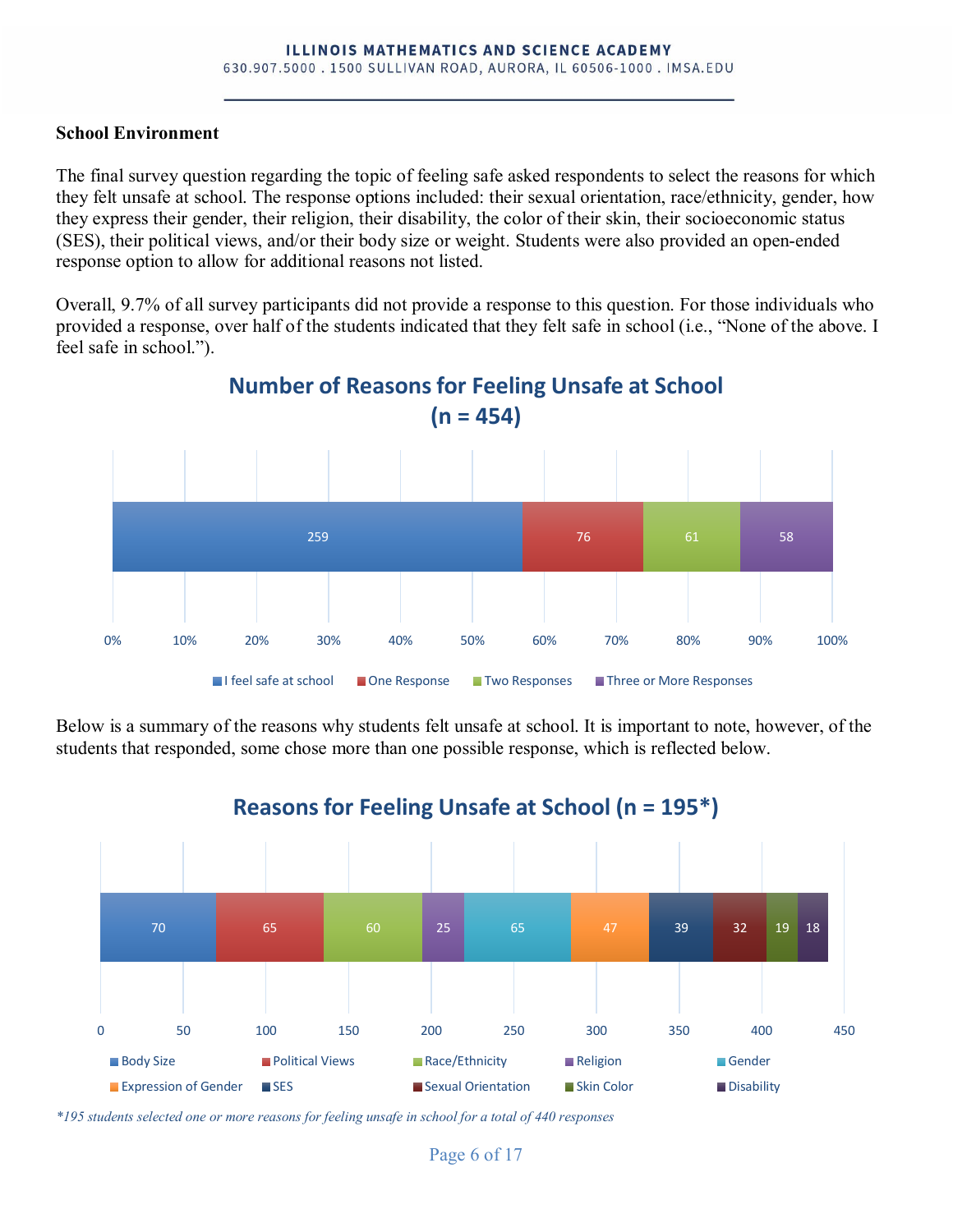**School Environment**

The final survey question regarding the topic of feeling safe asked respondents to select the reasons for which they felt unsafe at school. The response options included: their sexual orientation, race/ethnicity, gender, how they express their gender, their religion, their disability, the color of their skin, their socioeconomic status (SES), their political views, and/or their body size or weight. Students were also provided an open-ended response option to allow for additional reasons not listed.

Overall, 9.7% of all survey participants did not provide a response to this question. For those individuals who provided a response, over half of the students indicated that they felt safe in school (i.e., "None of the above. I feel safe in school.").

**Number of Reasons for Feeling Unsafe at School (n = 454)**

| Category | Count |
| --- | --- |
| I feel safe at school | 259 |
| One Response | 76 |
| Two Responses | 61 |
| Three or More Responses | 58 |

Below is a summary of the reasons why students felt unsafe at school. It is important to note, however, of the students that responded, some chose more than one possible response, which is reflected below.

**Reasons for Feeling Unsafe at School (n = 195*)**

| Reason | Count |
| --- | --- |
| Body Size | 70 |
| Political Views | 65 |
| Race/Ethnicity | 60 |
| Religion | 25 |
| Gender | 65 |
| Expression of Gender | 47 |
| SES | 39 |
| Sexual Orientation | 32 |
| Skin Color | 19 |
| Disability | 18 |

*\*195 students selected one or more reasons for feeling unsafe in school for a total of 440 responses*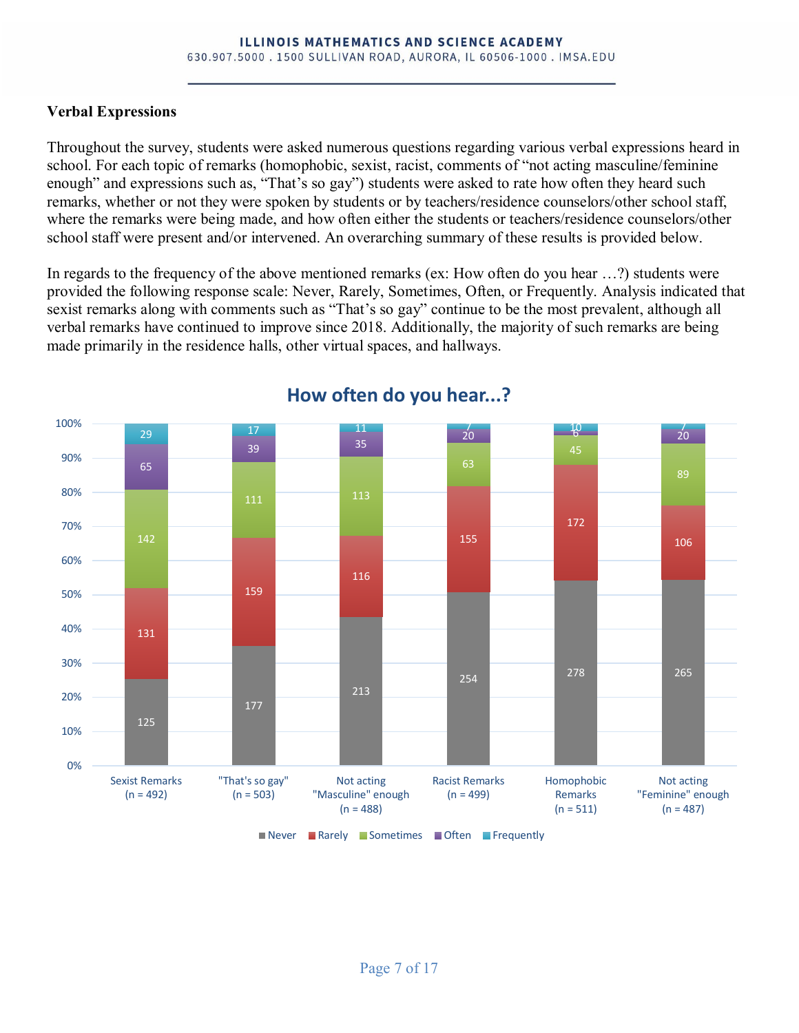**Verbal Expressions**

Throughout the survey, students were asked numerous questions regarding various verbal expressions heard in school. For each topic of remarks (homophobic, sexist, racist, comments of "not acting masculine/feminine enough" and expressions such as, "That's so gay") students were asked to rate how often they heard such remarks, whether or not they were spoken by students or by teachers/residence counselors/other school staff, where the remarks were being made, and how often either the students or teachers/residence counselors/other school staff were present and/or intervened. An overarching summary of these results is provided below.

In regards to the frequency of the above mentioned remarks (ex: How often do you hear …?) students were provided the following response scale: Never, Rarely, Sometimes, Often, or Frequently. Analysis indicated that sexist remarks along with comments such as "That's so gay" continue to be the most prevalent, although all verbal remarks have continued to improve since 2018. Additionally, the majority of such remarks are being made primarily in the residence halls, other virtual spaces, and hallways.

**How often do you hear...?**

| | Never | Rarely | Sometimes | Often | Frequently |
|---|---|---|---|---|---|
| Sexist Remarks (n = 492) | 125 | 131 | 142 | 65 | 29 |
| "That's so gay" (n = 503) | 177 | 159 | 111 | 39 | 17 |
| Not acting "Masculine" enough (n = 488) | 213 | 116 | 113 | 35 | 11 |
| Racist Remarks (n = 499) | 254 | 155 | 63 | 20 | 7 |
| Homophobic Remarks (n = 511) | 278 | 172 | 45 | 6 | 10 |
| Not acting "Feminine" enough (n = 487) | 265 | 106 | 89 | 20 | 7 |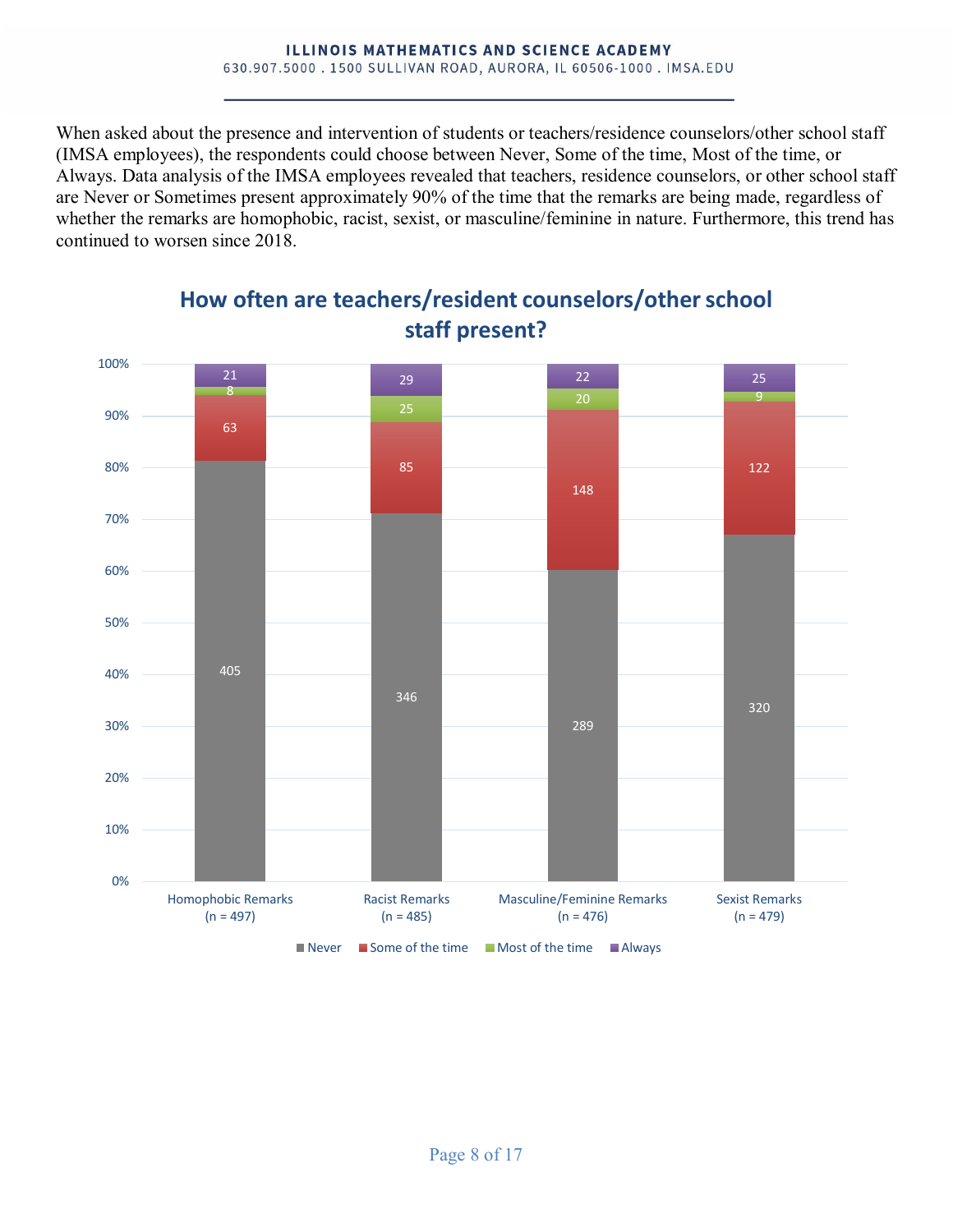When asked about the presence and intervention of students or teachers/residence counselors/other school staff (IMSA employees), the respondents could choose between Never, Some of the time, Most of the time, or Always. Data analysis of the IMSA employees revealed that teachers, residence counselors, or other school staff are Never or Sometimes present approximately 90% of the time that the remarks are being made, regardless of whether the remarks are homophobic, racist, sexist, or masculine/feminine in nature. Furthermore, this trend has continued to worsen since 2018.

**How often are teachers/resident counselors/other school staff present?**

| | Homophobic Remarks (n = 497) | Racist Remarks (n = 485) | Masculine/Feminine Remarks (n = 476) | Sexist Remarks (n = 479) |
|---|---|---|---|---|
| Never | 405 | 346 | 289 | 320 |
| Some of the time | 63 | 85 | 148 | 122 |
| Most of the time | 8 | 25 | 20 | 9 |
| Always | 21 | 29 | 22 | 25 |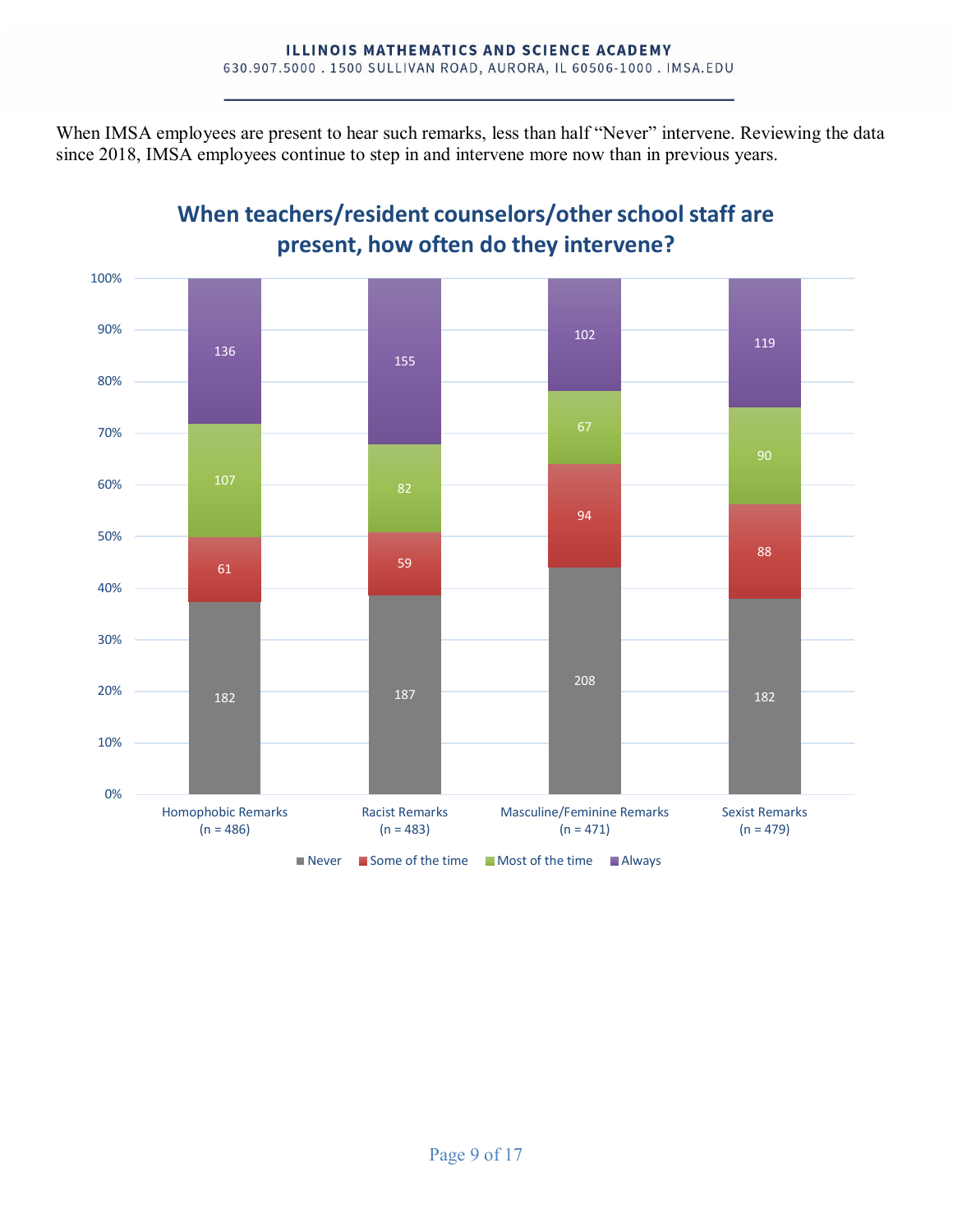When IMSA employees are present to hear such remarks, less than half "Never" intervene. Reviewing the data since 2018, IMSA employees continue to step in and intervene more now than in previous years.

**When teachers/resident counselors/other school staff are present, how often do they intervene?**

| | Homophobic Remarks (n = 486) | Racist Remarks (n = 483) | Masculine/Feminine Remarks (n = 471) | Sexist Remarks (n = 479) |
|---|---|---|---|---|
| Never | 182 | 187 | 208 | 182 |
| Some of the time | 61 | 59 | 94 | 88 |
| Most of the time | 107 | 82 | 67 | 90 |
| Always | 136 | 155 | 102 | 119 |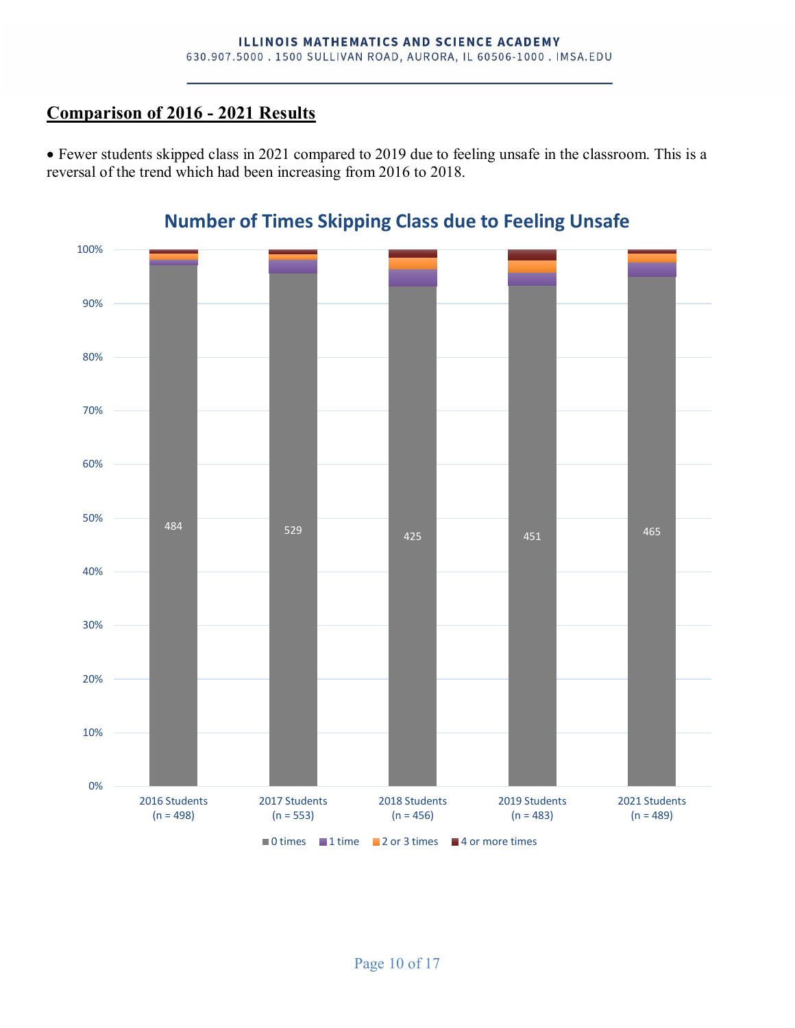## Comparison of 2016 - 2021 Results

- Fewer students skipped class in 2021 compared to 2019 due to feeling unsafe in the classroom. This is a reversal of the trend which had been increasing from 2016 to 2018.

**Number of Times Skipping Class due to Feeling Unsafe**

| | 2016 Students (n = 498) | 2017 Students (n = 553) | 2018 Students (n = 456) | 2019 Students (n = 483) | 2021 Students (n = 489) |
|---|---|---|---|---|---|
| 0 times | 484 | 529 | 425 | 451 | 465 |

Legend: 0 times, 1 time, 2 or 3 times, 4 or more times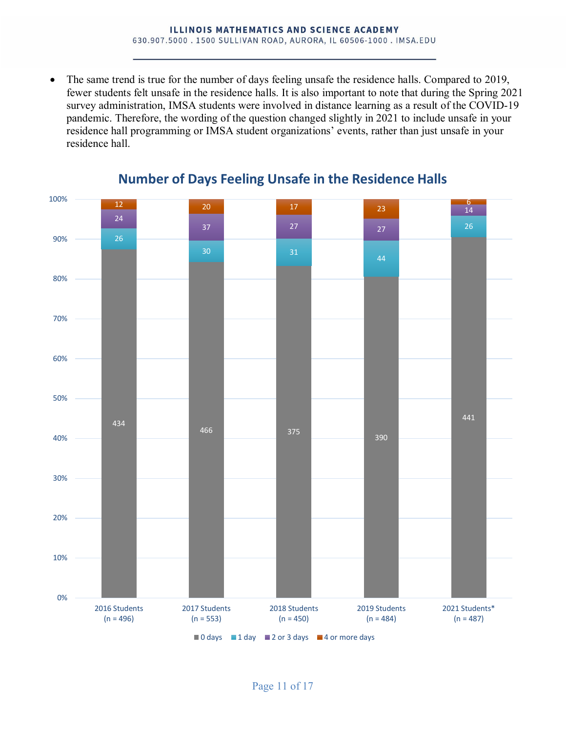- The same trend is true for the number of days feeling unsafe the residence halls. Compared to 2019, fewer students felt unsafe in the residence halls. It is also important to note that during the Spring 2021 survey administration, IMSA students were involved in distance learning as a result of the COVID-19 pandemic. Therefore, the wording of the question changed slightly in 2021 to include unsafe in your residence hall programming or IMSA student organizations' events, rather than just unsafe in your residence hall.

**Number of Days Feeling Unsafe in the Residence Halls**

| | 0 days | 1 day | 2 or 3 days | 4 or more days |
|---|---|---|---|---|
| 2016 Students (n = 496) | 434 | 26 | 24 | 12 |
| 2017 Students (n = 553) | 466 | 30 | 37 | 20 |
| 2018 Students (n = 450) | 375 | 31 | 27 | 17 |
| 2019 Students (n = 484) | 390 | 44 | 27 | 23 |
| 2021 Students* (n = 487) | 441 | 26 | 14 | 6 |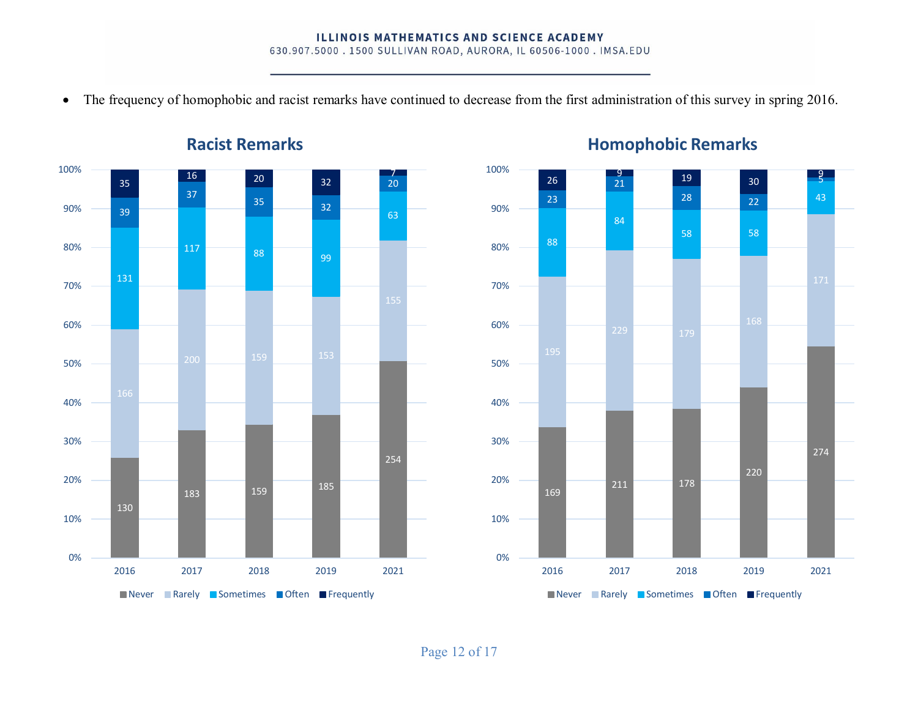- The frequency of homophobic and racist remarks have continued to decrease from the first administration of this survey in spring 2016.

**Racist Remarks**

| | 2016 | 2017 | 2018 | 2019 | 2021 |
|---|---|---|---|---|---|
| Never | 130 | 183 | 159 | 185 | 254 |
| Rarely | 166 | 200 | 159 | 153 | 155 |
| Sometimes | 131 | 117 | 88 | 99 | 63 |
| Often | 39 | 37 | 35 | 32 | 20 |
| Frequently | 35 | 16 | 20 | 32 | 7 |

**Homophobic Remarks**

| | 2016 | 2017 | 2018 | 2019 | 2021 |
|---|---|---|---|---|---|
| Never | 169 | 211 | 178 | 220 | 274 |
| Rarely | 195 | 229 | 179 | 168 | 171 |
| Sometimes | 88 | 84 | 58 | 58 | 43 |
| Often | 23 | 21 | 28 | 22 | 5 |
| Frequently | 26 | 9 | 19 | 30 | 9 |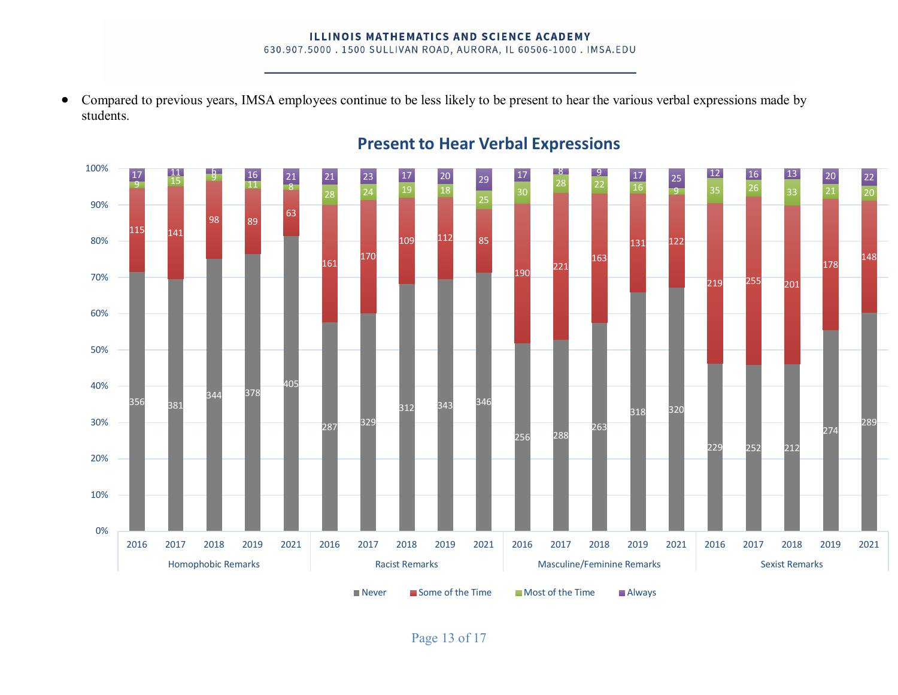- Compared to previous years, IMSA employees continue to be less likely to be present to hear the various verbal expressions made by students.

**Present to Hear Verbal Expressions**

| Category | Year | Never | Some of the Time | Most of the Time | Always |
|---|---|---|---|---|---|
| Homophobic Remarks | 2016 | 356 | 115 | 9 | 17 |
| | 2017 | 381 | 141 | 15 | 11 |
| | 2018 | 344 | 98 | 9 | 6 |
| | 2019 | 378 | 89 | 11 | 16 |
| | 2021 | 405 | 63 | 8 | 21 |
| Racist Remarks | 2016 | 287 | 161 | 28 | 21 |
| | 2017 | 329 | 170 | 24 | 23 |
| | 2018 | 312 | 109 | 19 | 17 |
| | 2019 | 343 | 112 | 18 | 20 |
| | 2021 | 346 | 85 | 25 | 29 |
| Masculine/Feminine Remarks | 2016 | 256 | 190 | 30 | 17 |
| | 2017 | 288 | 221 | 28 | 8 |
| | 2018 | 263 | 163 | 22 | 9 |
| | 2019 | 318 | 131 | 16 | 17 |
| | 2021 | 320 | 122 | 9 | 25 |
| Sexist Remarks | 2016 | 229 | 219 | 35 | 12 |
| | 2017 | 252 | 255 | 26 | 16 |
| | 2018 | 212 | 201 | 33 | 13 |
| | 2019 | 274 | 178 | 21 | 20 |
| | 2021 | 289 | 148 | 20 | 22 |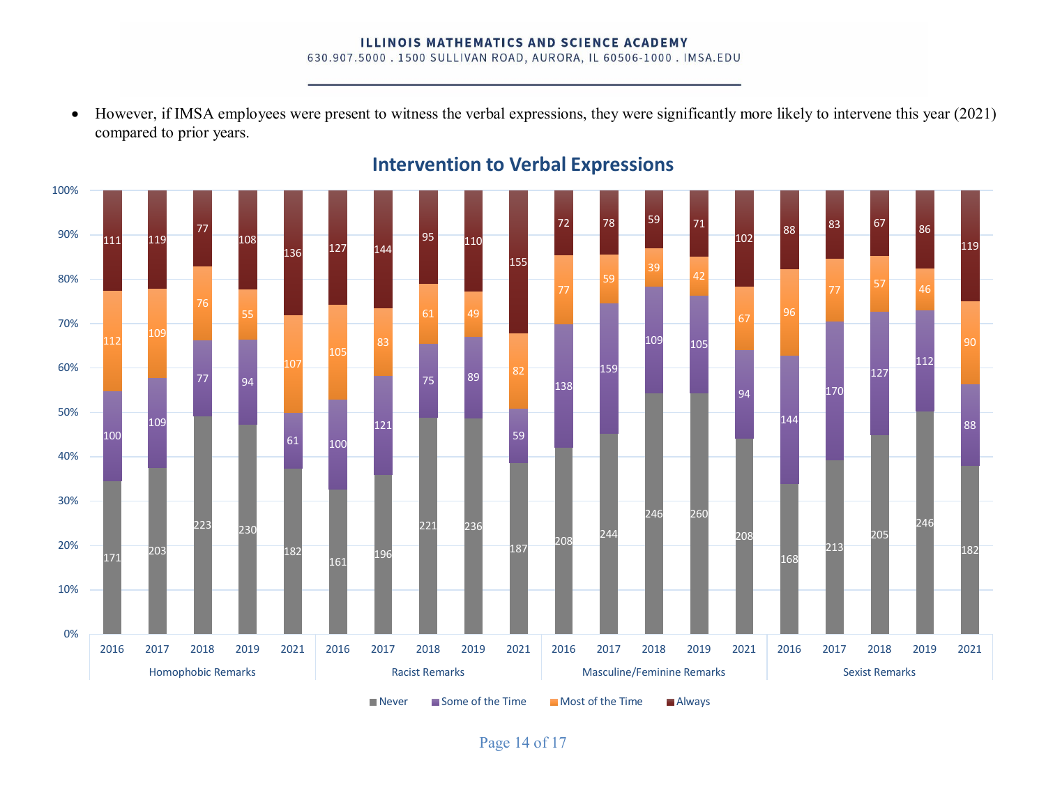- However, if IMSA employees were present to witness the verbal expressions, they were significantly more likely to intervene this year (2021) compared to prior years.

## Intervention to Verbal Expressions

| Category | Year | Never | Some of the Time | Most of the Time | Always |
|---|---|---|---|---|---|
| Homophobic Remarks | 2016 | 171 | 100 | 112 | 111 |
| | 2017 | 203 | 109 | 109 | 119 |
| | 2018 | 223 | 77 | 76 | 77 |
| | 2019 | 230 | 94 | 55 | 108 |
| | 2021 | 182 | 61 | 107 | 136 |
| Racist Remarks | 2016 | 161 | 100 | 105 | 127 |
| | 2017 | 196 | 121 | 83 | 144 |
| | 2018 | 221 | 75 | 61 | 95 |
| | 2019 | 236 | 89 | 49 | 110 |
| | 2021 | 187 | 59 | 82 | 155 |
| Masculine/Feminine Remarks | 2016 | 208 | 138 | 77 | 72 |
| | 2017 | 244 | 159 | 59 | 78 |
| | 2018 | 246 | 109 | 39 | 59 |
| | 2019 | 260 | 105 | 42 | 71 |
| | 2021 | 208 | 94 | 67 | 102 |
| Sexist Remarks | 2016 | 168 | 144 | 96 | 88 |
| | 2017 | 213 | 170 | 77 | 83 |
| | 2018 | 205 | 127 | 57 | 67 |
| | 2019 | 246 | 112 | 46 | 86 |
| | 2021 | 182 | 88 | 90 | 119 |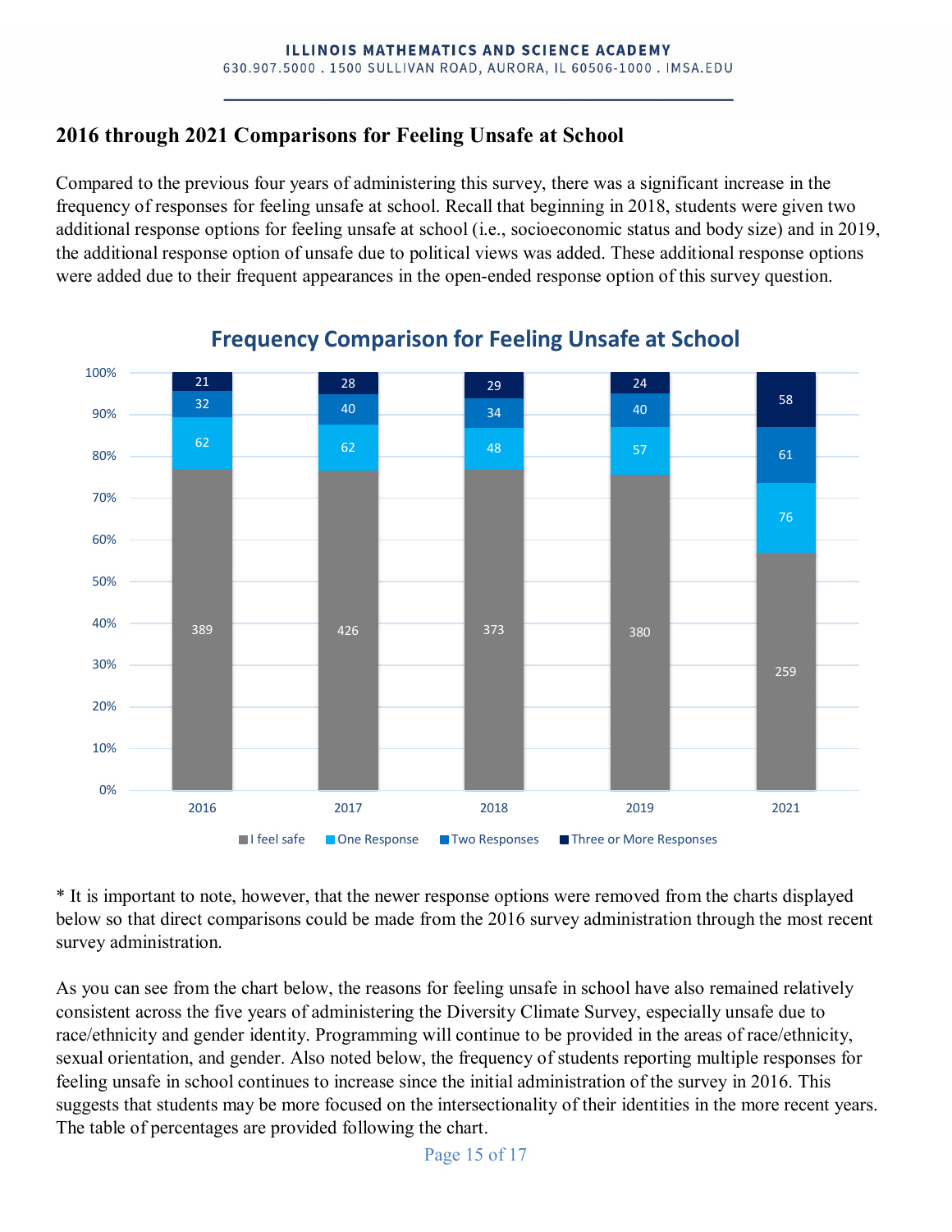## 2016 through 2021 Comparisons for Feeling Unsafe at School

Compared to the previous four years of administering this survey, there was a significant increase in the frequency of responses for feeling unsafe at school. Recall that beginning in 2018, students were given two additional response options for feeling unsafe at school (i.e., socioeconomic status and body size) and in 2019, the additional response option of unsafe due to political views was added. These additional response options were added due to their frequent appearances in the open-ended response option of this survey question.

**Frequency Comparison for Feeling Unsafe at School**

| | 2016 | 2017 | 2018 | 2019 | 2021 |
|---|---|---|---|---|---|
| I feel safe | 389 | 426 | 373 | 380 | 259 |
| One Response | 62 | 62 | 48 | 57 | 76 |
| Two Responses | 32 | 40 | 34 | 40 | 61 |
| Three or More Responses | 21 | 28 | 29 | 24 | 58 |

* It is important to note, however, that the newer response options were removed from the charts displayed below so that direct comparisons could be made from the 2016 survey administration through the most recent survey administration.

As you can see from the chart below, the reasons for feeling unsafe in school have also remained relatively consistent across the five years of administering the Diversity Climate Survey, especially unsafe due to race/ethnicity and gender identity. Programming will continue to be provided in the areas of race/ethnicity, sexual orientation, and gender. Also noted below, the frequency of students reporting multiple responses for feeling unsafe in school continues to increase since the initial administration of the survey in 2016. This suggests that students may be more focused on the intersectionality of their identities in the more recent years. The table of percentages are provided following the chart.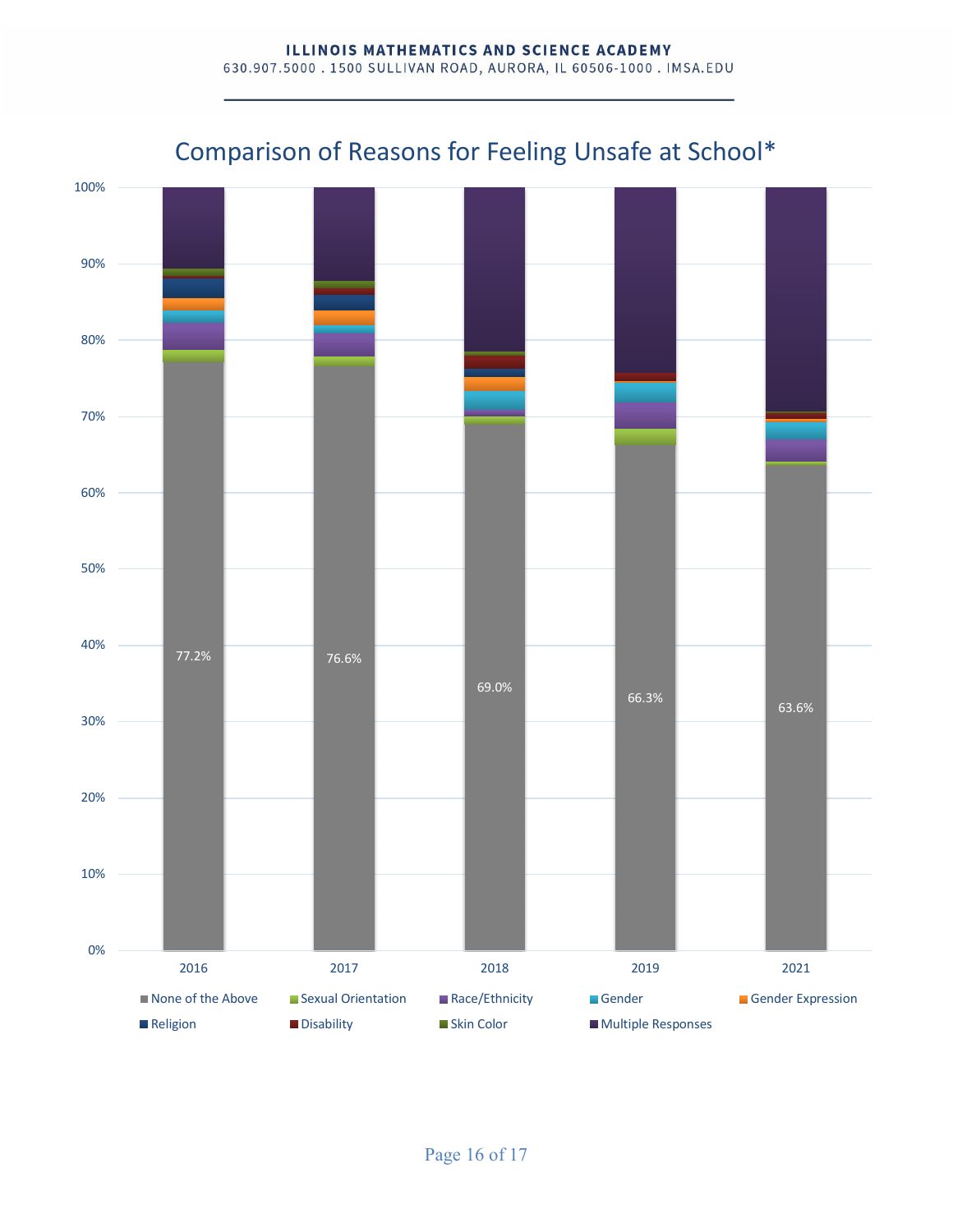## Comparison of Reasons for Feeling Unsafe at School*

| Year | None of the Above |
| --- | --- |
| 2016 | 77.2% |
| 2017 | 76.6% |
| 2018 | 69.0% |
| 2019 | 66.3% |
| 2021 | 63.6% |

Legend: None of the Above, Sexual Orientation, Race/Ethnicity, Gender, Gender Expression, Religion, Disability, Skin Color, Multiple Responses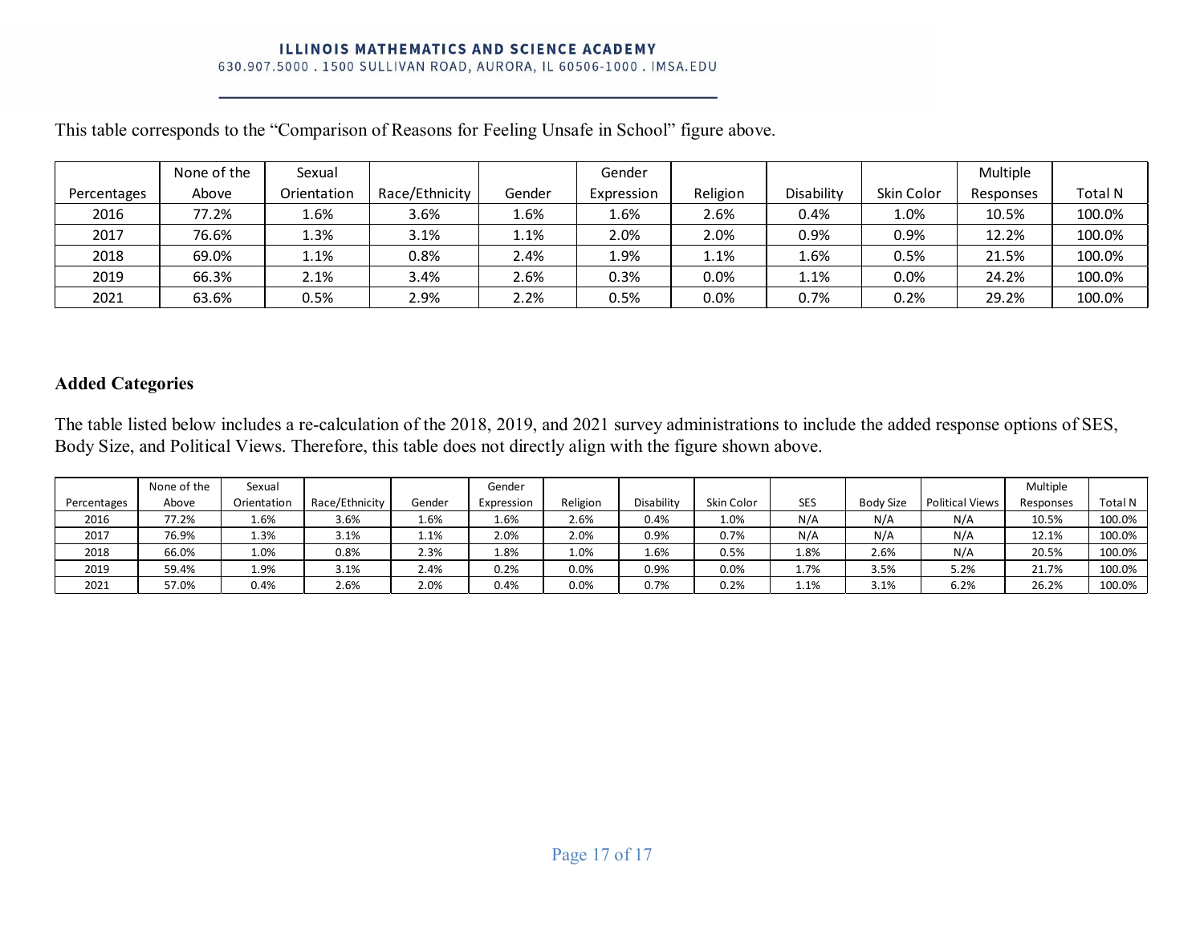This table corresponds to the "Comparison of Reasons for Feeling Unsafe in School" figure above.

| Percentages | None of the Above | Sexual Orientation | Race/Ethnicity | Gender | Gender Expression | Religion | Disability | Skin Color | Multiple Responses | Total N |
|---|---|---|---|---|---|---|---|---|---|---|
| 2016 | 77.2% | 1.6% | 3.6% | 1.6% | 1.6% | 2.6% | 0.4% | 1.0% | 10.5% | 100.0% |
| 2017 | 76.6% | 1.3% | 3.1% | 1.1% | 2.0% | 2.0% | 0.9% | 0.9% | 12.2% | 100.0% |
| 2018 | 69.0% | 1.1% | 0.8% | 2.4% | 1.9% | 1.1% | 1.6% | 0.5% | 21.5% | 100.0% |
| 2019 | 66.3% | 2.1% | 3.4% | 2.6% | 0.3% | 0.0% | 1.1% | 0.0% | 24.2% | 100.0% |
| 2021 | 63.6% | 0.5% | 2.9% | 2.2% | 0.5% | 0.0% | 0.7% | 0.2% | 29.2% | 100.0% |

**Added Categories**

The table listed below includes a re-calculation of the 2018, 2019, and 2021 survey administrations to include the added response options of SES, Body Size, and Political Views. Therefore, this table does not directly align with the figure shown above.

| Percentages | None of the Above | Sexual Orientation | Race/Ethnicity | Gender | Gender Expression | Religion | Disability | Skin Color | SES | Body Size | Political Views | Multiple Responses | Total N |
|---|---|---|---|---|---|---|---|---|---|---|---|---|---|
| 2016 | 77.2% | 1.6% | 3.6% | 1.6% | 1.6% | 2.6% | 0.4% | 1.0% | N/A | N/A | N/A | 10.5% | 100.0% |
| 2017 | 76.9% | 1.3% | 3.1% | 1.1% | 2.0% | 2.0% | 0.9% | 0.7% | N/A | N/A | N/A | 12.1% | 100.0% |
| 2018 | 66.0% | 1.0% | 0.8% | 2.3% | 1.8% | 1.0% | 1.6% | 0.5% | 1.8% | 2.6% | N/A | 20.5% | 100.0% |
| 2019 | 59.4% | 1.9% | 3.1% | 2.4% | 0.2% | 0.0% | 0.9% | 0.0% | 1.7% | 3.5% | 5.2% | 21.7% | 100.0% |
| 2021 | 57.0% | 0.4% | 2.6% | 2.0% | 0.4% | 0.0% | 0.7% | 0.2% | 1.1% | 3.1% | 6.2% | 26.2% | 100.0% |